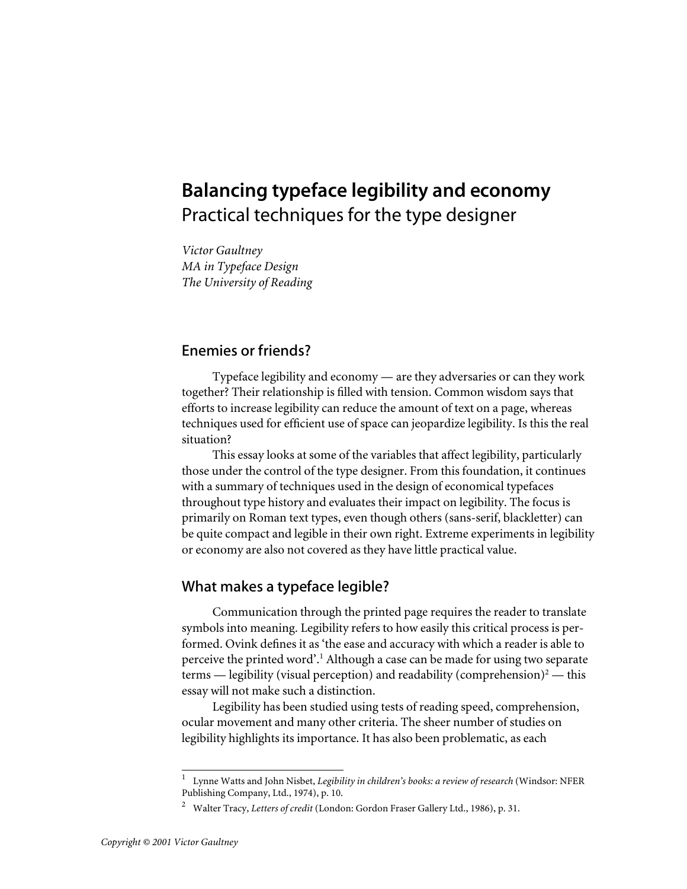# Balancing typeface legibility and economy

Practical techniques for the type designer

*Victor Gaultney*
*MA in Typeface Design*
*The University of Reading*

## Enemies or friends?

Typeface legibility and economy — are they adversaries or can they work together? Their relationship is filled with tension. Common wisdom says that efforts to increase legibility can reduce the amount of text on a page, whereas techniques used for efficient use of space can jeopardize legibility. Is this the real situation?

This essay looks at some of the variables that affect legibility, particularly those under the control of the type designer. From this foundation, it continues with a summary of techniques used in the design of economical typefaces throughout type history and evaluates their impact on legibility. The focus is primarily on Roman text types, even though others (sans-serif, blackletter) can be quite compact and legible in their own right. Extreme experiments in legibility or economy are also not covered as they have little practical value.

## What makes a typeface legible?

Communication through the printed page requires the reader to translate symbols into meaning. Legibility refers to how easily this critical process is performed. Ovink defines it as 'the ease and accuracy with which a reader is able to perceive the printed word'.[1] Although a case can be made for using two separate terms — legibility (visual perception) and readability (comprehension)[2] — this essay will not make such a distinction.

Legibility has been studied using tests of reading speed, comprehension, ocular movement and many other criteria. The sheer number of studies on legibility highlights its importance. It has also been problematic, as each

---

[1] Lynne Watts and John Nisbet, *Legibility in children's books: a review of research* (Windsor: NFER Publishing Company, Ltd., 1974), p. 10.

[2] Walter Tracy, *Letters of credit* (London: Gordon Fraser Gallery Ltd., 1986), p. 31.

Copyright © 2001 Victor Gaultney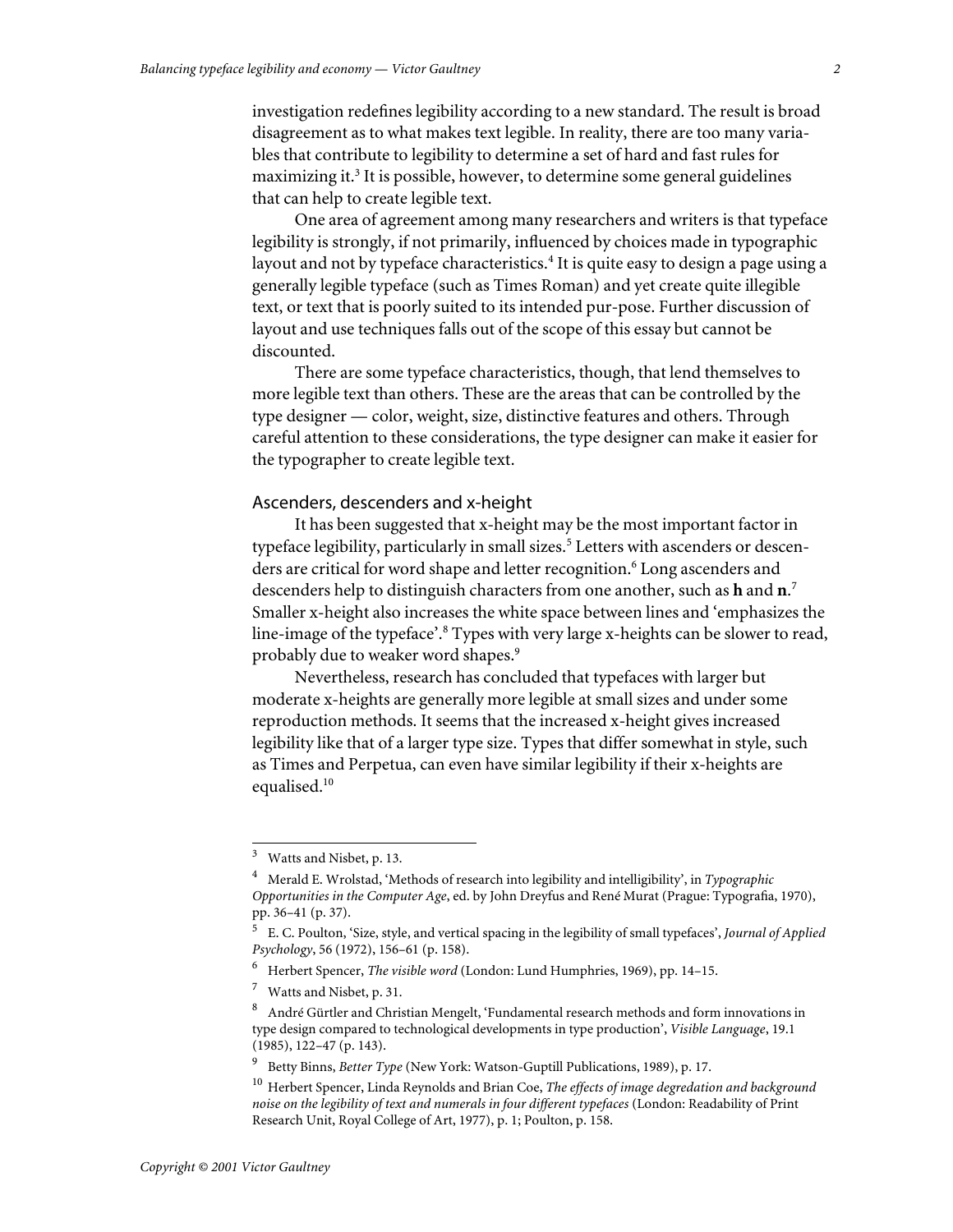investigation redefines legibility according to a new standard. The result is broad disagreement as to what makes text legible. In reality, there are too many variables that contribute to legibility to determine a set of hard and fast rules for maximizing it.[3] It is possible, however, to determine some general guidelines that can help to create legible text.

One area of agreement among many researchers and writers is that typeface legibility is strongly, if not primarily, influenced by choices made in typographic layout and not by typeface characteristics.[4] It is quite easy to design a page using a generally legible typeface (such as Times Roman) and yet create quite illegible text, or text that is poorly suited to its intended pur-pose. Further discussion of layout and use techniques falls out of the scope of this essay but cannot be discounted.

There are some typeface characteristics, though, that lend themselves to more legible text than others. These are the areas that can be controlled by the type designer — color, weight, size, distinctive features and others. Through careful attention to these considerations, the type designer can make it easier for the typographer to create legible text.

## Ascenders, descenders and x-height

It has been suggested that x-height may be the most important factor in typeface legibility, particularly in small sizes.[5] Letters with ascenders or descenders are critical for word shape and letter recognition.[6] Long ascenders and descenders help to distinguish characters from one another, such as **h** and **n**.[7] Smaller x-height also increases the white space between lines and 'emphasizes the line-image of the typeface'.[8] Types with very large x-heights can be slower to read, probably due to weaker word shapes.[9]

Nevertheless, research has concluded that typefaces with larger but moderate x-heights are generally more legible at small sizes and under some reproduction methods. It seems that the increased x-height gives increased legibility like that of a larger type size. Types that differ somewhat in style, such as Times and Perpetua, can even have similar legibility if their x-heights are equalised.[10]

---

[3] Watts and Nisbet, p. 13.

[4] Merald E. Wrolstad, 'Methods of research into legibility and intelligibility', in *Typographic Opportunities in the Computer Age*, ed. by John Dreyfus and René Murat (Prague: Typografia, 1970), pp. 36–41 (p. 37).

[5] E. C. Poulton, 'Size, style, and vertical spacing in the legibility of small typefaces', *Journal of Applied Psychology*, 56 (1972), 156–61 (p. 158).

[6] Herbert Spencer, *The visible word* (London: Lund Humphries, 1969), pp. 14–15.

[7] Watts and Nisbet, p. 31.

[8] André Gürtler and Christian Mengelt, 'Fundamental research methods and form innovations in type design compared to technological developments in type production', *Visible Language*, 19.1 (1985), 122–47 (p. 143).

[9] Betty Binns, *Better Type* (New York: Watson-Guptill Publications, 1989), p. 17.

[10] Herbert Spencer, Linda Reynolds and Brian Coe, *The effects of image degredation and background noise on the legibility of text and numerals in four different typefaces* (London: Readability of Print Research Unit, Royal College of Art, 1977), p. 1; Poulton, p. 158.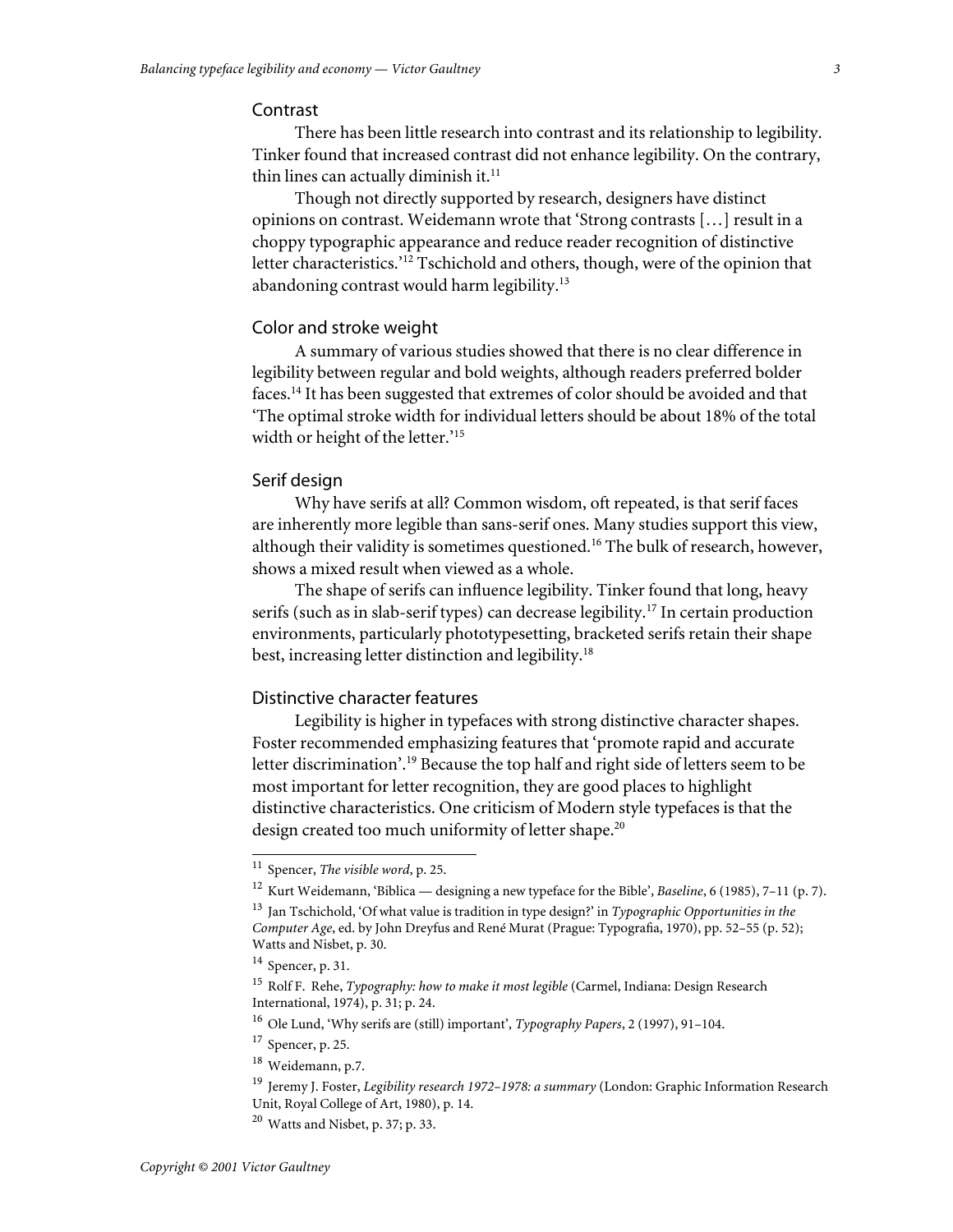## Contrast

There has been little research into contrast and its relationship to legibility. Tinker found that increased contrast did not enhance legibility. On the contrary, thin lines can actually diminish it.[11]

Though not directly supported by research, designers have distinct opinions on contrast. Weidemann wrote that 'Strong contrasts […] result in a choppy typographic appearance and reduce reader recognition of distinctive letter characteristics.'[12] Tschichold and others, though, were of the opinion that abandoning contrast would harm legibility.[13]

## Color and stroke weight

A summary of various studies showed that there is no clear difference in legibility between regular and bold weights, although readers preferred bolder faces.[14] It has been suggested that extremes of color should be avoided and that 'The optimal stroke width for individual letters should be about 18% of the total width or height of the letter.'[15]

## Serif design

Why have serifs at all? Common wisdom, oft repeated, is that serif faces are inherently more legible than sans-serif ones. Many studies support this view, although their validity is sometimes questioned.[16] The bulk of research, however, shows a mixed result when viewed as a whole.

The shape of serifs can influence legibility. Tinker found that long, heavy serifs (such as in slab-serif types) can decrease legibility.[17] In certain production environments, particularly phototypesetting, bracketed serifs retain their shape best, increasing letter distinction and legibility.[18]

## Distinctive character features

Legibility is higher in typefaces with strong distinctive character shapes. Foster recommended emphasizing features that 'promote rapid and accurate letter discrimination'.[19] Because the top half and right side of letters seem to be most important for letter recognition, they are good places to highlight distinctive characteristics. One criticism of Modern style typefaces is that the design created too much uniformity of letter shape.[20]

---

[11] Spencer, *The visible word*, p. 25.

[12] Kurt Weidemann, 'Biblica — designing a new typeface for the Bible', *Baseline*, 6 (1985), 7–11 (p. 7).

[13] Jan Tschichold, 'Of what value is tradition in type design?' in *Typographic Opportunities in the Computer Age*, ed. by John Dreyfus and René Murat (Prague: Typografia, 1970), pp. 52–55 (p. 52); Watts and Nisbet, p. 30.

[14] Spencer, p. 31.

[15] Rolf F. Rehe, *Typography: how to make it most legible* (Carmel, Indiana: Design Research International, 1974), p. 31; p. 24.

[16] Ole Lund, 'Why serifs are (still) important', *Typography Papers*, 2 (1997), 91–104.

[17] Spencer, p. 25.

[18] Weidemann, p.7.

[19] Jeremy J. Foster, *Legibility research 1972–1978: a summary* (London: Graphic Information Research Unit, Royal College of Art, 1980), p. 14.

[20] Watts and Nisbet, p. 37; p. 33.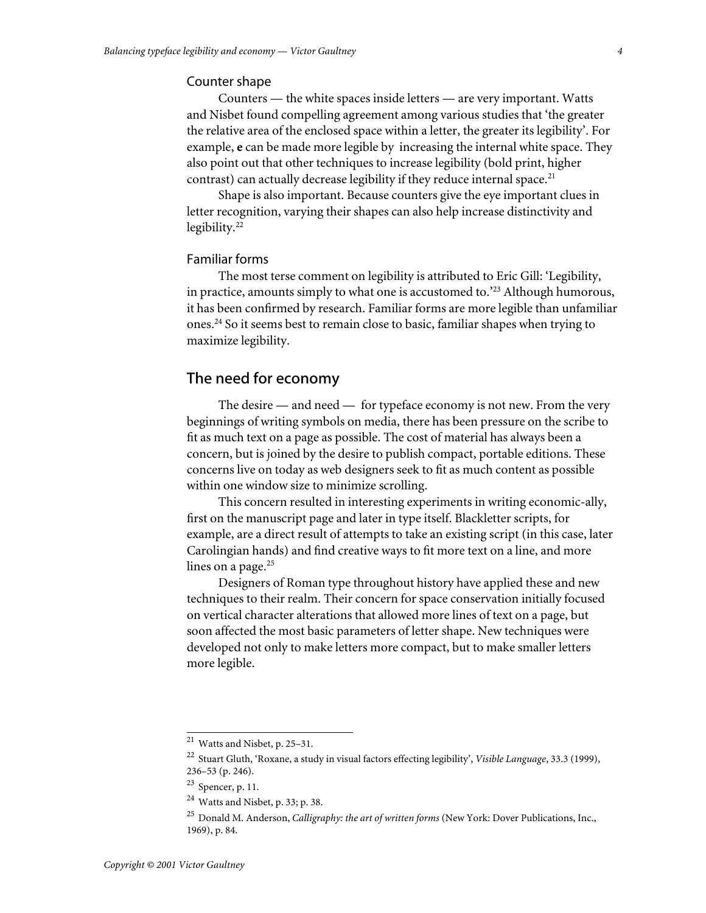### Counter shape

Counters — the white spaces inside letters — are very important. Watts and Nisbet found compelling agreement among various studies that 'the greater the relative area of the enclosed space within a letter, the greater its legibility'. For example, **e** can be made more legible by increasing the internal white space. They also point out that other techniques to increase legibility (bold print, higher contrast) can actually decrease legibility if they reduce internal space.[21]

Shape is also important. Because counters give the eye important clues in letter recognition, varying their shapes can also help increase distinctivity and legibility.[22]

### Familiar forms

The most terse comment on legibility is attributed to Eric Gill: 'Legibility, in practice, amounts simply to what one is accustomed to.'[23] Although humorous, it has been confirmed by research. Familiar forms are more legible than unfamiliar ones.[24] So it seems best to remain close to basic, familiar shapes when trying to maximize legibility.

## The need for economy

The desire — and need — for typeface economy is not new. From the very beginnings of writing symbols on media, there has been pressure on the scribe to fit as much text on a page as possible. The cost of material has always been a concern, but is joined by the desire to publish compact, portable editions. These concerns live on today as web designers seek to fit as much content as possible within one window size to minimize scrolling.

This concern resulted in interesting experiments in writing economic-ally, first on the manuscript page and later in type itself. Blackletter scripts, for example, are a direct result of attempts to take an existing script (in this case, later Carolingian hands) and find creative ways to fit more text on a line, and more lines on a page.[25]

Designers of Roman type throughout history have applied these and new techniques to their realm. Their concern for space conservation initially focused on vertical character alterations that allowed more lines of text on a page, but soon affected the most basic parameters of letter shape. New techniques were developed not only to make letters more compact, but to make smaller letters more legible.

---

[21] Watts and Nisbet, p. 25–31.

[22] Stuart Gluth, 'Roxane, a study in visual factors effecting legibility', *Visible Language*, 33.3 (1999), 236–53 (p. 246).

[23] Spencer, p. 11.

[24] Watts and Nisbet, p. 33; p. 38.

[25] Donald M. Anderson, *Calligraphy: the art of written forms* (New York: Dover Publications, Inc., 1969), p. 84.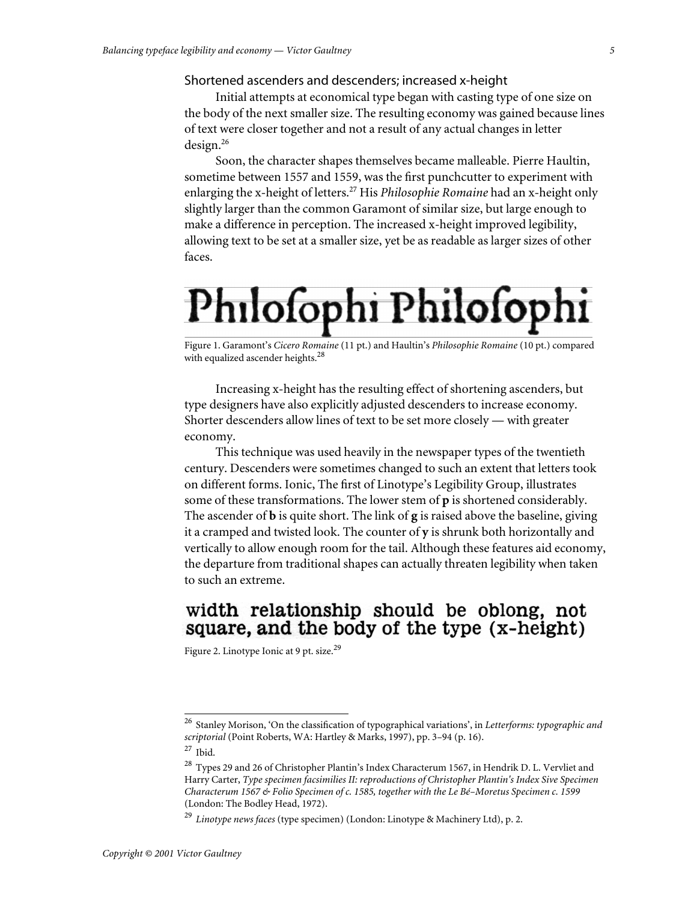### Shortened ascenders and descenders; increased x-height

Initial attempts at economical type began with casting type of one size on the body of the next smaller size. The resulting economy was gained because lines of text were closer together and not a result of any actual changes in letter design.[26]

Soon, the character shapes themselves became malleable. Pierre Haultin, sometime between 1557 and 1559, was the first punchcutter to experiment with enlarging the x-height of letters.[27] His *Philosophie Romaine* had an x-height only slightly larger than the common Garamont of similar size, but large enough to make a difference in perception. The increased x-height improved legibility, allowing text to be set at a smaller size, yet be as readable as larger sizes of other faces.

Philoſophi Philoſophi

Figure 1. Garamont's *Cicero Romaine* (11 pt.) and Haultin's *Philosophie Romaine* (10 pt.) compared with equalized ascender heights.[28]

Increasing x-height has the resulting effect of shortening ascenders, but type designers have also explicitly adjusted descenders to increase economy. Shorter descenders allow lines of text to be set more closely — with greater economy.

This technique was used heavily in the newspaper types of the twentieth century. Descenders were sometimes changed to such an extent that letters took on different forms. Ionic, The first of Linotype's Legibility Group, illustrates some of these transformations. The lower stem of **p** is shortened considerably. The ascender of **b** is quite short. The link of **g** is raised above the baseline, giving it a cramped and twisted look. The counter of **y** is shrunk both horizontally and vertically to allow enough room for the tail. Although these features aid economy, the departure from traditional shapes can actually threaten legibility when taken to such an extreme.

width relationship should be oblong, not square, and the body of the type (x-height)

Figure 2. Linotype Ionic at 9 pt. size.[29]

---

[26] Stanley Morison, 'On the classification of typographical variations', in *Letterforms: typographic and scriptorial* (Point Roberts, WA: Hartley & Marks, 1997), pp. 3–94 (p. 16).

[27] Ibid.

[28] Types 29 and 26 of Christopher Plantin's Index Characterum 1567, in Hendrik D. L. Vervliet and Harry Carter, *Type specimen facsimilies II: reproductions of Christopher Plantin's Index Sive Specimen Characterum 1567 & Folio Specimen of c. 1585, together with the Le Bé–Moretus Specimen c. 1599* (London: The Bodley Head, 1972).

[29] *Linotype news faces* (type specimen) (London: Linotype & Machinery Ltd), p. 2.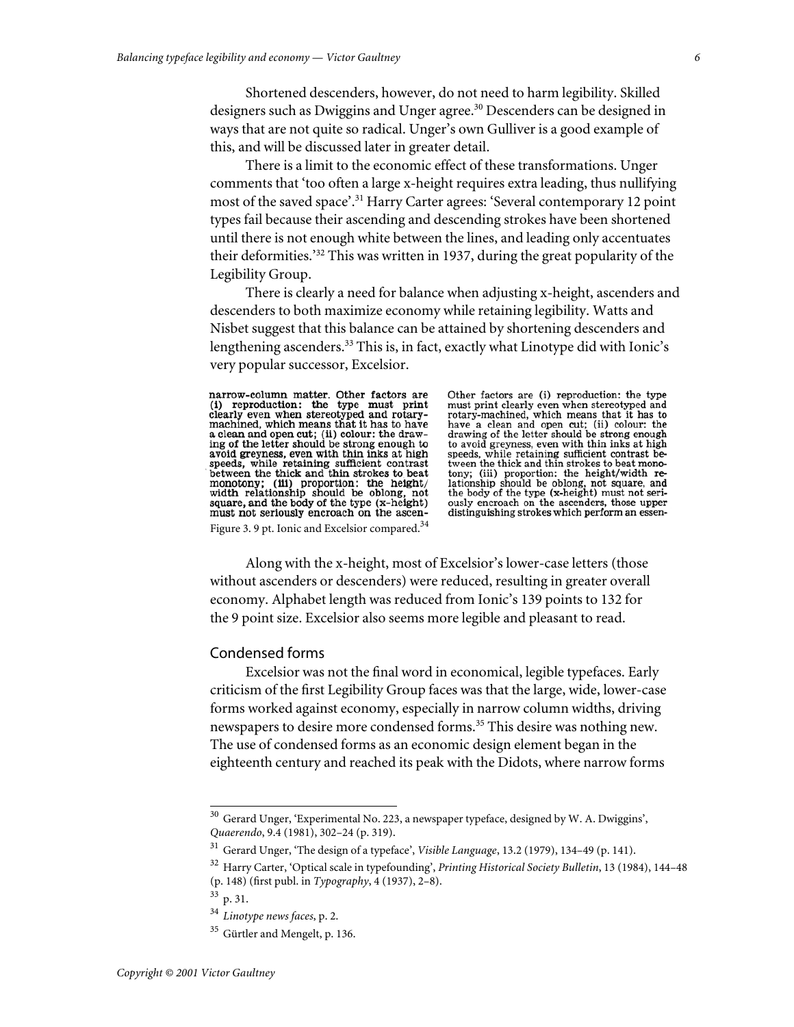Shortened descenders, however, do not need to harm legibility. Skilled designers such as Dwiggins and Unger agree.[30] Descenders can be designed in ways that are not quite so radical. Unger's own Gulliver is a good example of this, and will be discussed later in greater detail.

There is a limit to the economic effect of these transformations. Unger comments that 'too often a large x-height requires extra leading, thus nullifying most of the saved space'.[31] Harry Carter agrees: 'Several contemporary 12 point types fail because their ascending and descending strokes have been shortened until there is not enough white between the lines, and leading only accentuates their deformities.'[32] This was written in 1937, during the great popularity of the Legibility Group.

There is clearly a need for balance when adjusting x-height, ascenders and descenders to both maximize economy while retaining legibility. Watts and Nisbet suggest that this balance can be attained by shortening descenders and lengthening ascenders.[33] This is, in fact, exactly what Linotype did with Ionic's very popular successor, Excelsior.

narrow-column matter. Other factors are (i) reproduction: the type must print clearly even when stereotyped and rotary-machined, which means that it has to have a clean and open cut; (ii) colour: the drawing of the letter should be strong enough to avoid greyness, even with thin inks at high speeds, while retaining sufficient contrast between the thick and thin strokes to beat monotony; (iii) proportion: the height/width relationship should be oblong, not square, and the body of the type (x-height) must not seriously encroach on the ascen-

Other factors are (i) reproduction: the type must print clearly even when stereotyped and rotary-machined, which means that it has to have a clean and open cut; (ii) colour: the drawing of the letter should be strong enough to avoid greyness, even with thin inks at high speeds, while retaining sufficient contrast between the thick and thin strokes to beat monotony; (iii) proportion: the height/width relationship should be oblong, not square, and the body of the type (x-height) must not seriously encroach on the ascenders, those upper distinguishing strokes which perform an essen-

Figure 3. 9 pt. Ionic and Excelsior compared.[34]

Along with the x-height, most of Excelsior's lower-case letters (those without ascenders or descenders) were reduced, resulting in greater overall economy. Alphabet length was reduced from Ionic's 139 points to 132 for the 9 point size. Excelsior also seems more legible and pleasant to read.

## Condensed forms

Excelsior was not the final word in economical, legible typefaces. Early criticism of the first Legibility Group faces was that the large, wide, lower-case forms worked against economy, especially in narrow column widths, driving newspapers to desire more condensed forms.[35] This desire was nothing new. The use of condensed forms as an economic design element began in the eighteenth century and reached its peak with the Didots, where narrow forms

---

[30] Gerard Unger, 'Experimental No. 223, a newspaper typeface, designed by W. A. Dwiggins', *Quaerendo*, 9.4 (1981), 302–24 (p. 319).

[31] Gerard Unger, 'The design of a typeface', *Visible Language*, 13.2 (1979), 134–49 (p. 141).

[32] Harry Carter, 'Optical scale in typefounding', *Printing Historical Society Bulletin*, 13 (1984), 144–48 (p. 148) (first publ. in *Typography*, 4 (1937), 2–8).

[33] p. 31.

[34] *Linotype news faces*, p. 2.

[35] Gürtler and Mengelt, p. 136.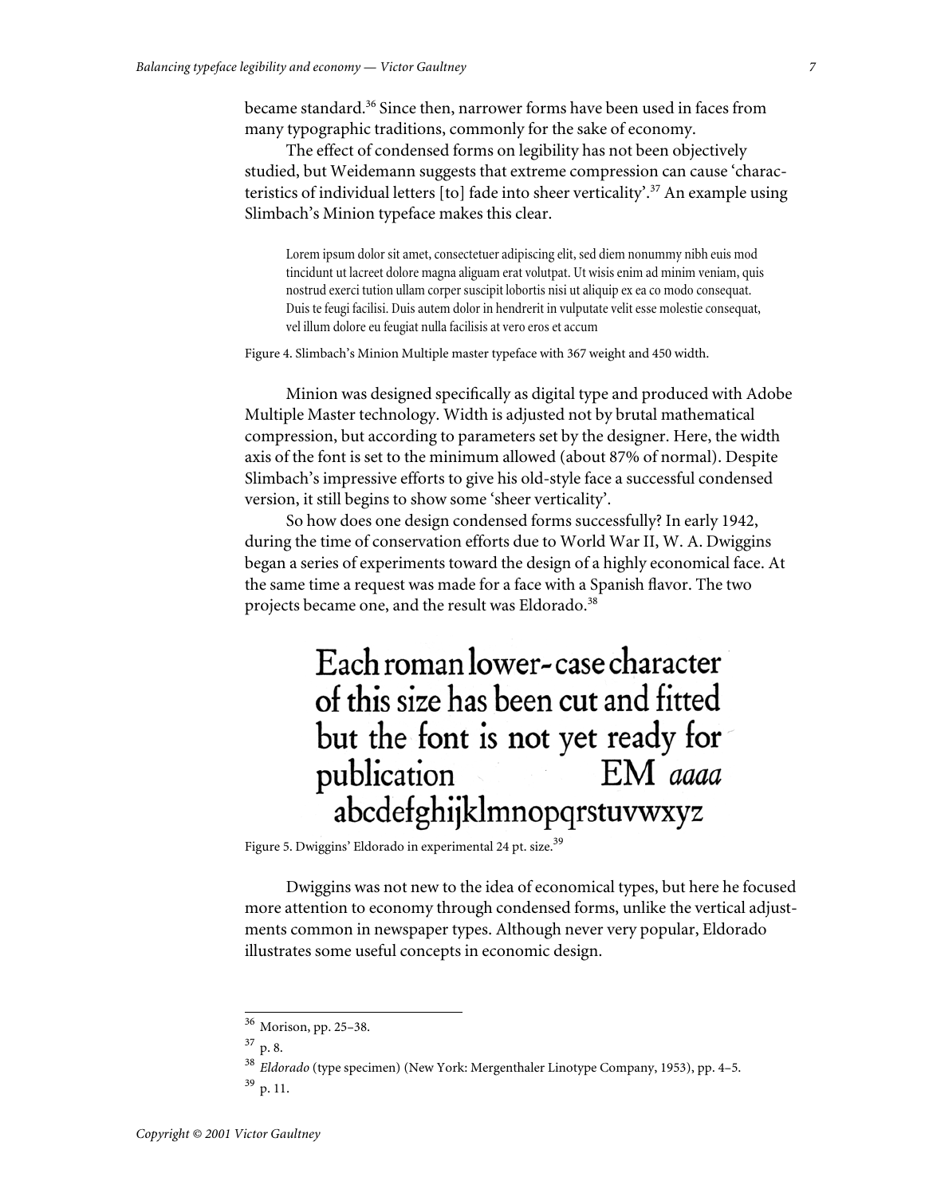became standard.[36] Since then, narrower forms have been used in faces from many typographic traditions, commonly for the sake of economy.

The effect of condensed forms on legibility has not been objectively studied, but Weidemann suggests that extreme compression can cause 'characteristics of individual letters [to] fade into sheer verticality'.[37] An example using Slimbach's Minion typeface makes this clear.

> Lorem ipsum dolor sit amet, consectetuer adipiscing elit, sed diem nonummy nibh euis mod tincidunt ut lacreet dolore magna aliguam erat volutpat. Ut wisis enim ad minim veniam, quis nostrud exerci tution ullam corper suscipit lobortis nisi ut aliquip ex ea co modo consequat. Duis te feugi facilisi. Duis autem dolor in hendrerit in vulputate velit esse molestie consequat, vel illum dolore eu feugiat nulla facilisis at vero eros et accum

Figure 4. Slimbach's Minion Multiple master typeface with 367 weight and 450 width.

Minion was designed specifically as digital type and produced with Adobe Multiple Master technology. Width is adjusted not by brutal mathematical compression, but according to parameters set by the designer. Here, the width axis of the font is set to the minimum allowed (about 87% of normal). Despite Slimbach's impressive efforts to give his old-style face a successful condensed version, it still begins to show some 'sheer verticality'.

So how does one design condensed forms successfully? In early 1942, during the time of conservation efforts due to World War II, W. A. Dwiggins began a series of experiments toward the design of a highly economical face. At the same time a request was made for a face with a Spanish flavor. The two projects became one, and the result was Eldorado.[38]

> Each roman lower-case character of this size has been cut and fitted but the font is not yet ready for publication EM *aaaa*
> abcdefghijklmnopqrstuvwxyz

Figure 5. Dwiggins' Eldorado in experimental 24 pt. size.[39]

Dwiggins was not new to the idea of economical types, but here he focused more attention to economy through condensed forms, unlike the vertical adjustments common in newspaper types. Although never very popular, Eldorado illustrates some useful concepts in economic design.

---

[36] Morison, pp. 25–38.

[37] p. 8.

[38] *Eldorado* (type specimen) (New York: Mergenthaler Linotype Company, 1953), pp. 4–5.

[39] p. 11.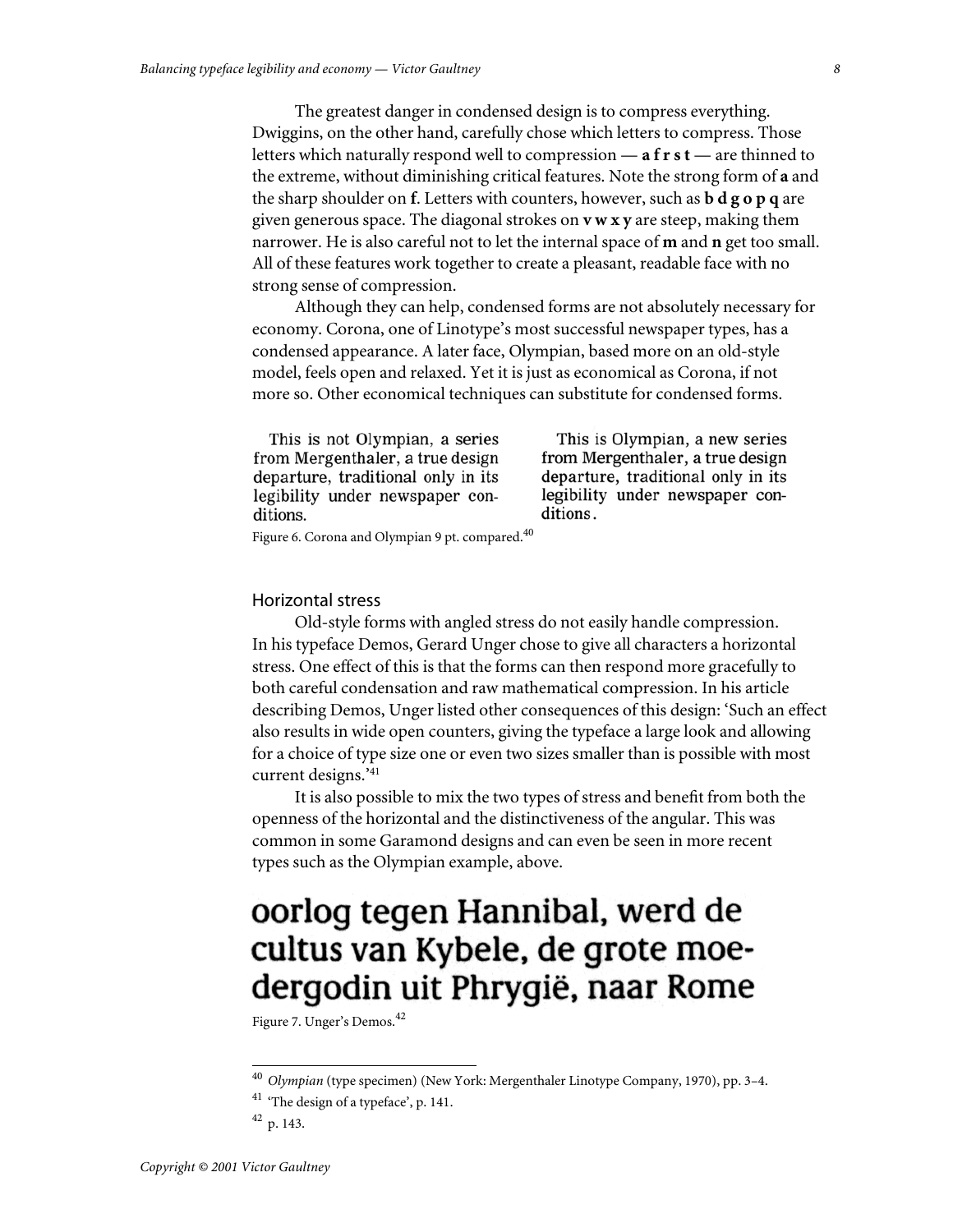The greatest danger in condensed design is to compress everything. Dwiggins, on the other hand, carefully chose which letters to compress. Those letters which naturally respond well to compression — **a f r s t** — are thinned to the extreme, without diminishing critical features. Note the strong form of **a** and the sharp shoulder on **f**. Letters with counters, however, such as **b d g o p q** are given generous space. The diagonal strokes on **v w x y** are steep, making them narrower. He is also careful not to let the internal space of **m** and **n** get too small. All of these features work together to create a pleasant, readable face with no strong sense of compression.

Although they can help, condensed forms are not absolutely necessary for economy. Corona, one of Linotype's most successful newspaper types, has a condensed appearance. A later face, Olympian, based more on an old-style model, feels open and relaxed. Yet it is just as economical as Corona, if not more so. Other economical techniques can substitute for condensed forms.

This is not Olympian, a series from Mergenthaler, a true design departure, traditional only in its legibility under newspaper conditions.

This is Olympian, a new series from Mergenthaler, a true design departure, traditional only in its legibility under newspaper conditions.

Figure 6. Corona and Olympian 9 pt. compared.[40]

## Horizontal stress

Old-style forms with angled stress do not easily handle compression. In his typeface Demos, Gerard Unger chose to give all characters a horizontal stress. One effect of this is that the forms can then respond more gracefully to both careful condensation and raw mathematical compression. In his article describing Demos, Unger listed other consequences of this design: 'Such an effect also results in wide open counters, giving the typeface a large look and allowing for a choice of type size one or even two sizes smaller than is possible with most current designs.'[41]

It is also possible to mix the two types of stress and benefit from both the openness of the horizontal and the distinctiveness of the angular. This was common in some Garamond designs and can even be seen in more recent types such as the Olympian example, above.

oorlog tegen Hannibal, werd de cultus van Kybele, de grote moedergodin uit Phrygië, naar Rome

Figure 7. Unger's Demos.[42]

---

[40] *Olympian* (type specimen) (New York: Mergenthaler Linotype Company, 1970), pp. 3–4.

[41] 'The design of a typeface', p. 141.

[42] p. 143.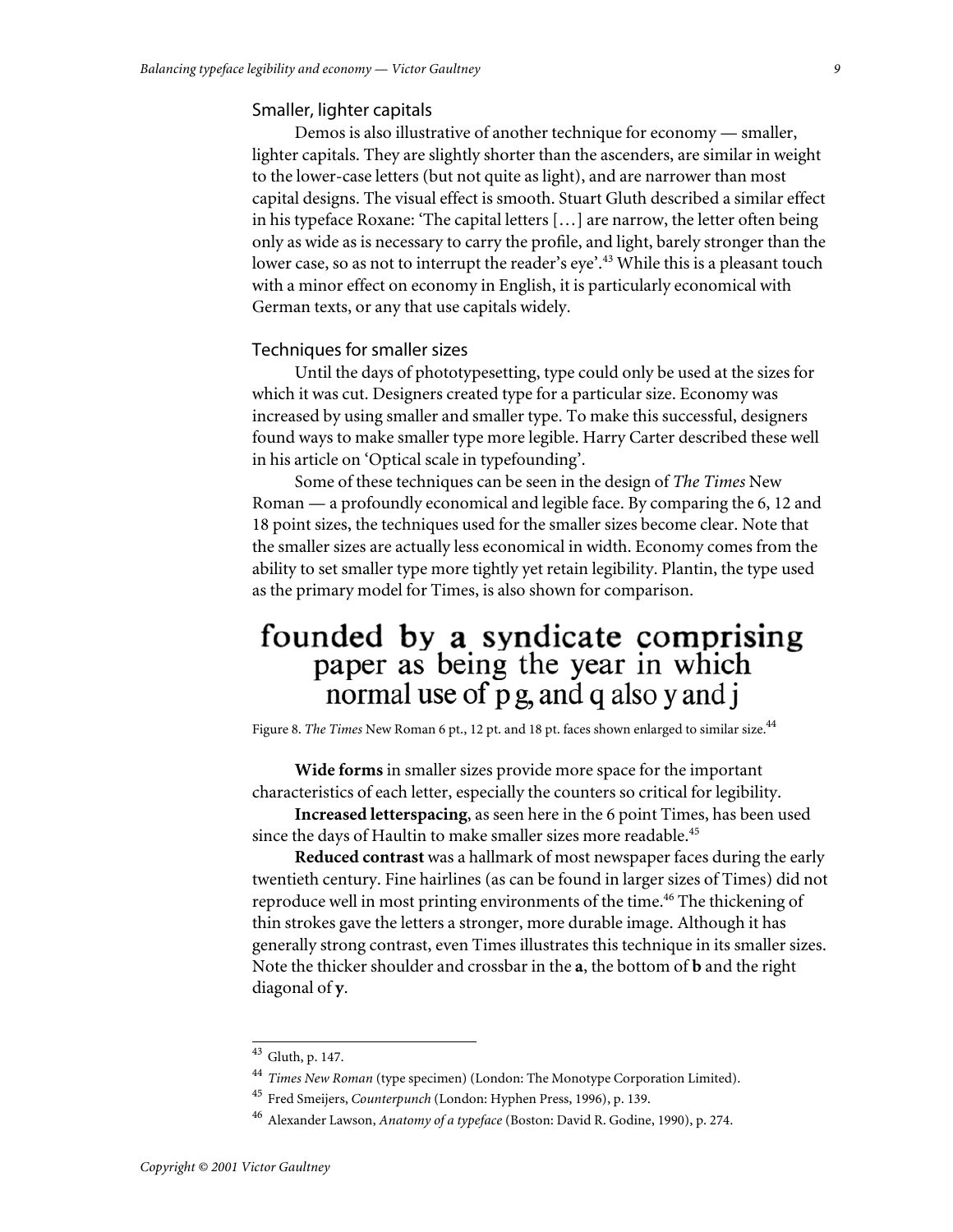### Smaller, lighter capitals

Demos is also illustrative of another technique for economy — smaller, lighter capitals. They are slightly shorter than the ascenders, are similar in weight to the lower-case letters (but not quite as light), and are narrower than most capital designs. The visual effect is smooth. Stuart Gluth described a similar effect in his typeface Roxane: 'The capital letters […] are narrow, the letter often being only as wide as is necessary to carry the profile, and light, barely stronger than the lower case, so as not to interrupt the reader's eye'.[43] While this is a pleasant touch with a minor effect on economy in English, it is particularly economical with German texts, or any that use capitals widely.

### Techniques for smaller sizes

Until the days of phototypesetting, type could only be used at the sizes for which it was cut. Designers created type for a particular size. Economy was increased by using smaller and smaller type. To make this successful, designers found ways to make smaller type more legible. Harry Carter described these well in his article on 'Optical scale in typefounding'.

Some of these techniques can be seen in the design of *The Times* New Roman — a profoundly economical and legible face. By comparing the 6, 12 and 18 point sizes, the techniques used for the smaller sizes become clear. Note that the smaller sizes are actually less economical in width. Economy comes from the ability to set smaller type more tightly yet retain legibility. Plantin, the type used as the primary model for Times, is also shown for comparison.

founded by a syndicate comprising
paper as being the year in which
normal use of p g, and q also y and j

Figure 8. *The Times* New Roman 6 pt., 12 pt. and 18 pt. faces shown enlarged to similar size.[44]

**Wide forms** in smaller sizes provide more space for the important characteristics of each letter, especially the counters so critical for legibility.

**Increased letterspacing**, as seen here in the 6 point Times, has been used since the days of Haultin to make smaller sizes more readable.[45]

**Reduced contrast** was a hallmark of most newspaper faces during the early twentieth century. Fine hairlines (as can be found in larger sizes of Times) did not reproduce well in most printing environments of the time.[46] The thickening of thin strokes gave the letters a stronger, more durable image. Although it has generally strong contrast, even Times illustrates this technique in its smaller sizes. Note the thicker shoulder and crossbar in the **a**, the bottom of **b** and the right diagonal of **y**.

---

[43] Gluth, p. 147.

[44] *Times New Roman* (type specimen) (London: The Monotype Corporation Limited).

[45] Fred Smeijers, *Counterpunch* (London: Hyphen Press, 1996), p. 139.

[46] Alexander Lawson, *Anatomy of a typeface* (Boston: David R. Godine, 1990), p. 274.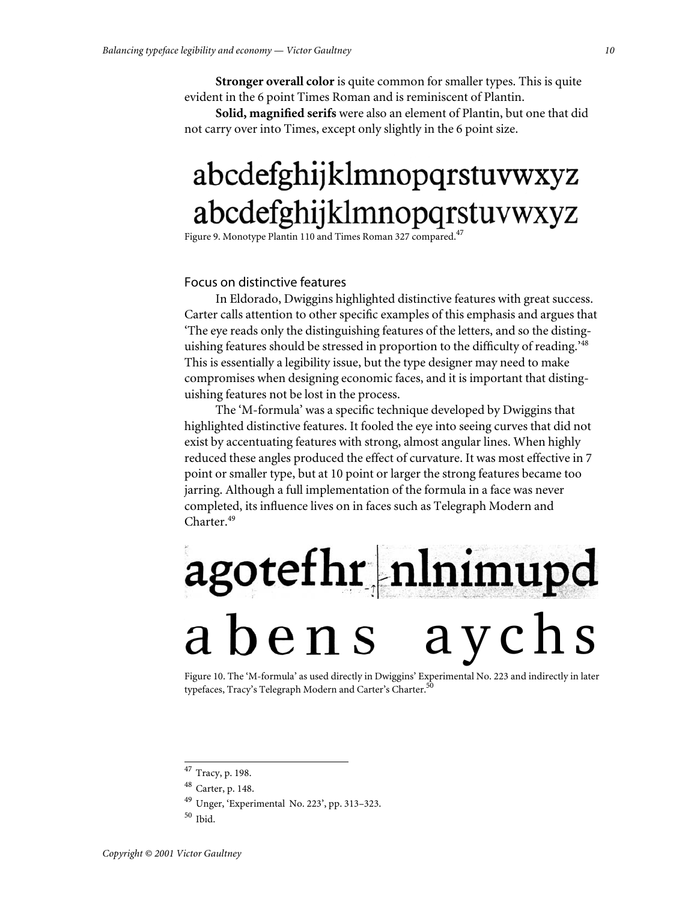**Stronger overall color** is quite common for smaller types. This is quite evident in the 6 point Times Roman and is reminiscent of Plantin.

**Solid, magnified serifs** were also an element of Plantin, but one that did not carry over into Times, except only slightly in the 6 point size.

abcdefghijklmnopqrstuvwxyz
abcdefghijklmnopqrstuvwxyz

Figure 9. Monotype Plantin 110 and Times Roman 327 compared.[47]

## Focus on distinctive features

In Eldorado, Dwiggins highlighted distinctive features with great success. Carter calls attention to other specific examples of this emphasis and argues that 'The eye reads only the distinguishing features of the letters, and so the distinguishing features should be stressed in proportion to the difficulty of reading.'[48] This is essentially a legibility issue, but the type designer may need to make compromises when designing economic faces, and it is important that distinguishing features not be lost in the process.

The 'M-formula' was a specific technique developed by Dwiggins that highlighted distinctive features. It fooled the eye into seeing curves that did not exist by accentuating features with strong, almost angular lines. When highly reduced these angles produced the effect of curvature. It was most effective in 7 point or smaller type, but at 10 point or larger the strong features became too jarring. Although a full implementation of the formula in a face was never completed, its influence lives on in faces such as Telegraph Modern and Charter.[49]

agotefhr nlnimupd
abens aychs

Figure 10. The 'M-formula' as used directly in Dwiggins' Experimental No. 223 and indirectly in later typefaces, Tracy's Telegraph Modern and Carter's Charter.[50]

---

[47] Tracy, p. 198.

[48] Carter, p. 148.

[49] Unger, 'Experimental No. 223', pp. 313–323.

[50] Ibid.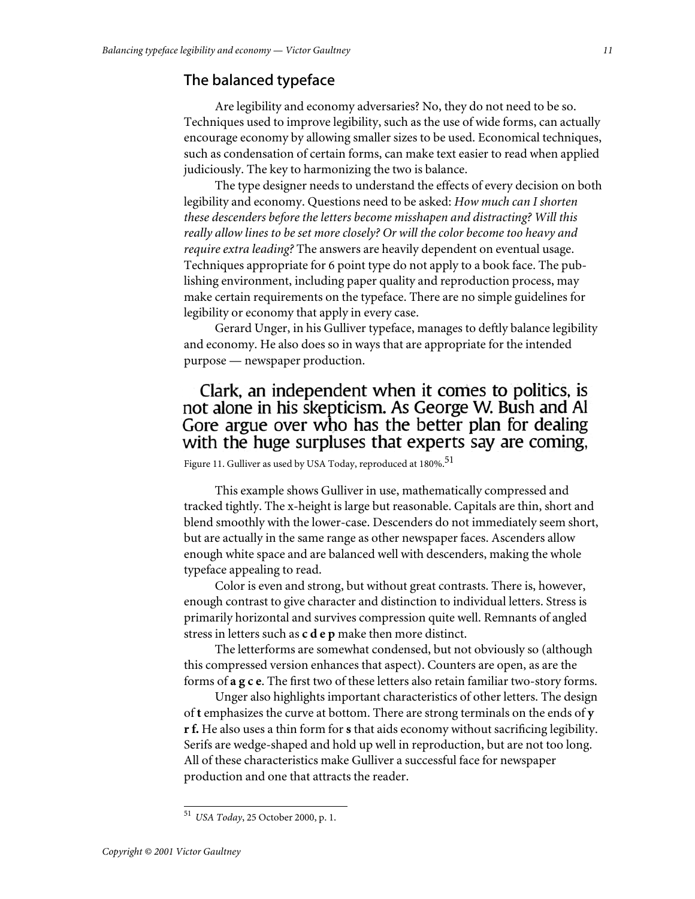## The balanced typeface

Are legibility and economy adversaries? No, they do not need to be so. Techniques used to improve legibility, such as the use of wide forms, can actually encourage economy by allowing smaller sizes to be used. Economical techniques, such as condensation of certain forms, can make text easier to read when applied judiciously. The key to harmonizing the two is balance.

The type designer needs to understand the effects of every decision on both legibility and economy. Questions need to be asked: *How much can I shorten these descenders before the letters become misshapen and distracting? Will this really allow lines to be set more closely? Or will the color become too heavy and require extra leading?* The answers are heavily dependent on eventual usage. Techniques appropriate for 6 point type do not apply to a book face. The publishing environment, including paper quality and reproduction process, may make certain requirements on the typeface. There are no simple guidelines for legibility or economy that apply in every case.

Gerard Unger, in his Gulliver typeface, manages to deftly balance legibility and economy. He also does so in ways that are appropriate for the intended purpose — newspaper production.

Clark, an independent when it comes to politics, is not alone in his skepticism. As George W. Bush and Al Gore argue over who has the better plan for dealing with the huge surpluses that experts say are coming,

Figure 11. Gulliver as used by USA Today, reproduced at 180%.[51]

This example shows Gulliver in use, mathematically compressed and tracked tightly. The x-height is large but reasonable. Capitals are thin, short and blend smoothly with the lower-case. Descenders do not immediately seem short, but are actually in the same range as other newspaper faces. Ascenders allow enough white space and are balanced well with descenders, making the whole typeface appealing to read.

Color is even and strong, but without great contrasts. There is, however, enough contrast to give character and distinction to individual letters. Stress is primarily horizontal and survives compression quite well. Remnants of angled stress in letters such as **c d e p** make then more distinct.

The letterforms are somewhat condensed, but not obviously so (although this compressed version enhances that aspect). Counters are open, as are the forms of **a g c e**. The first two of these letters also retain familiar two-story forms.

Unger also highlights important characteristics of other letters. The design of **t** emphasizes the curve at bottom. There are strong terminals on the ends of **y r f.** He also uses a thin form for **s** that aids economy without sacrificing legibility. Serifs are wedge-shaped and hold up well in reproduction, but are not too long. All of these characteristics make Gulliver a successful face for newspaper production and one that attracts the reader.

---

[51] *USA Today*, 25 October 2000, p. 1.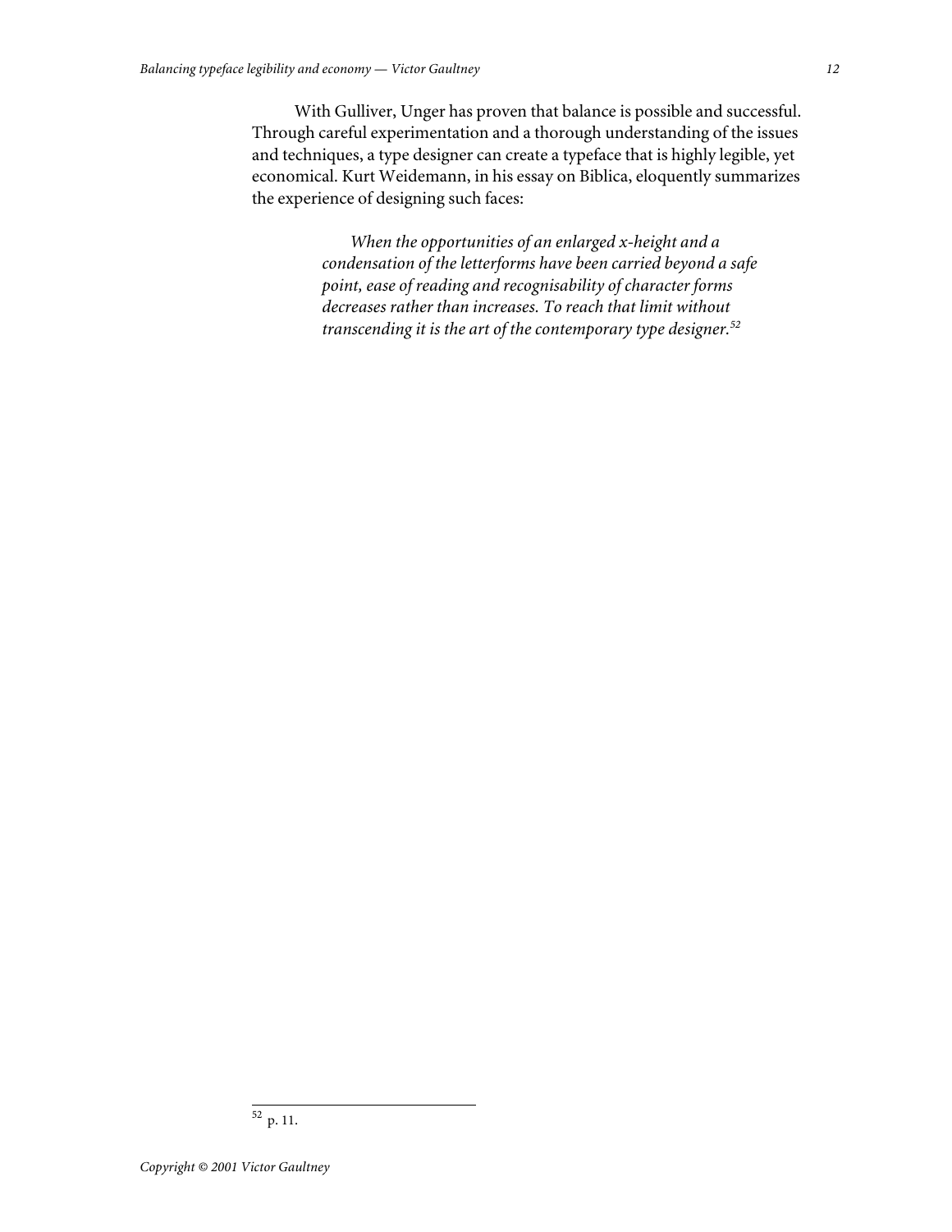With Gulliver, Unger has proven that balance is possible and successful. Through careful experimentation and a thorough understanding of the issues and techniques, a type designer can create a typeface that is highly legible, yet economical. Kurt Weidemann, in his essay on Biblica, eloquently summarizes the experience of designing such faces:

> *When the opportunities of an enlarged x-height and a condensation of the letterforms have been carried beyond a safe point, ease of reading and recognisability of character forms decreases rather than increases. To reach that limit without transcending it is the art of the contemporary type designer.*[52]

---

[52] p. 11.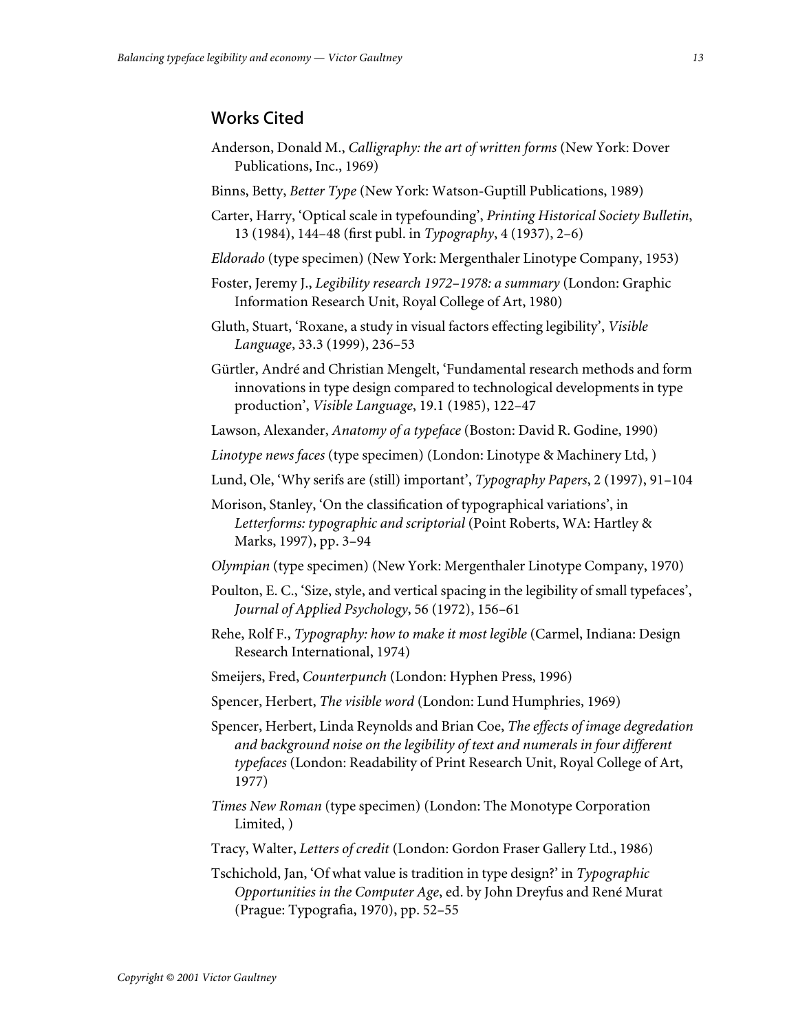## Works Cited

Anderson, Donald M., *Calligraphy: the art of written forms* (New York: Dover Publications, Inc., 1969)

Binns, Betty, *Better Type* (New York: Watson-Guptill Publications, 1989)

Carter, Harry, 'Optical scale in typefounding', *Printing Historical Society Bulletin*, 13 (1984), 144–48 (first publ. in *Typography*, 4 (1937), 2–6)

*Eldorado* (type specimen) (New York: Mergenthaler Linotype Company, 1953)

Foster, Jeremy J., *Legibility research 1972–1978: a summary* (London: Graphic Information Research Unit, Royal College of Art, 1980)

Gluth, Stuart, 'Roxane, a study in visual factors effecting legibility', *Visible Language*, 33.3 (1999), 236–53

Gürtler, André and Christian Mengelt, 'Fundamental research methods and form innovations in type design compared to technological developments in type production', *Visible Language*, 19.1 (1985), 122–47

Lawson, Alexander, *Anatomy of a typeface* (Boston: David R. Godine, 1990)

*Linotype news faces* (type specimen) (London: Linotype & Machinery Ltd, )

Lund, Ole, 'Why serifs are (still) important', *Typography Papers*, 2 (1997), 91–104

Morison, Stanley, 'On the classification of typographical variations', in *Letterforms: typographic and scriptorial* (Point Roberts, WA: Hartley & Marks, 1997), pp. 3–94

*Olympian* (type specimen) (New York: Mergenthaler Linotype Company, 1970)

Poulton, E. C., 'Size, style, and vertical spacing in the legibility of small typefaces', *Journal of Applied Psychology*, 56 (1972), 156–61

Rehe, Rolf F., *Typography: how to make it most legible* (Carmel, Indiana: Design Research International, 1974)

Smeijers, Fred, *Counterpunch* (London: Hyphen Press, 1996)

Spencer, Herbert, *The visible word* (London: Lund Humphries, 1969)

Spencer, Herbert, Linda Reynolds and Brian Coe, *The effects of image degredation and background noise on the legibility of text and numerals in four different typefaces* (London: Readability of Print Research Unit, Royal College of Art, 1977)

*Times New Roman* (type specimen) (London: The Monotype Corporation Limited, )

Tracy, Walter, *Letters of credit* (London: Gordon Fraser Gallery Ltd., 1986)

Tschichold, Jan, 'Of what value is tradition in type design?' in *Typographic Opportunities in the Computer Age*, ed. by John Dreyfus and René Murat (Prague: Typografia, 1970), pp. 52–55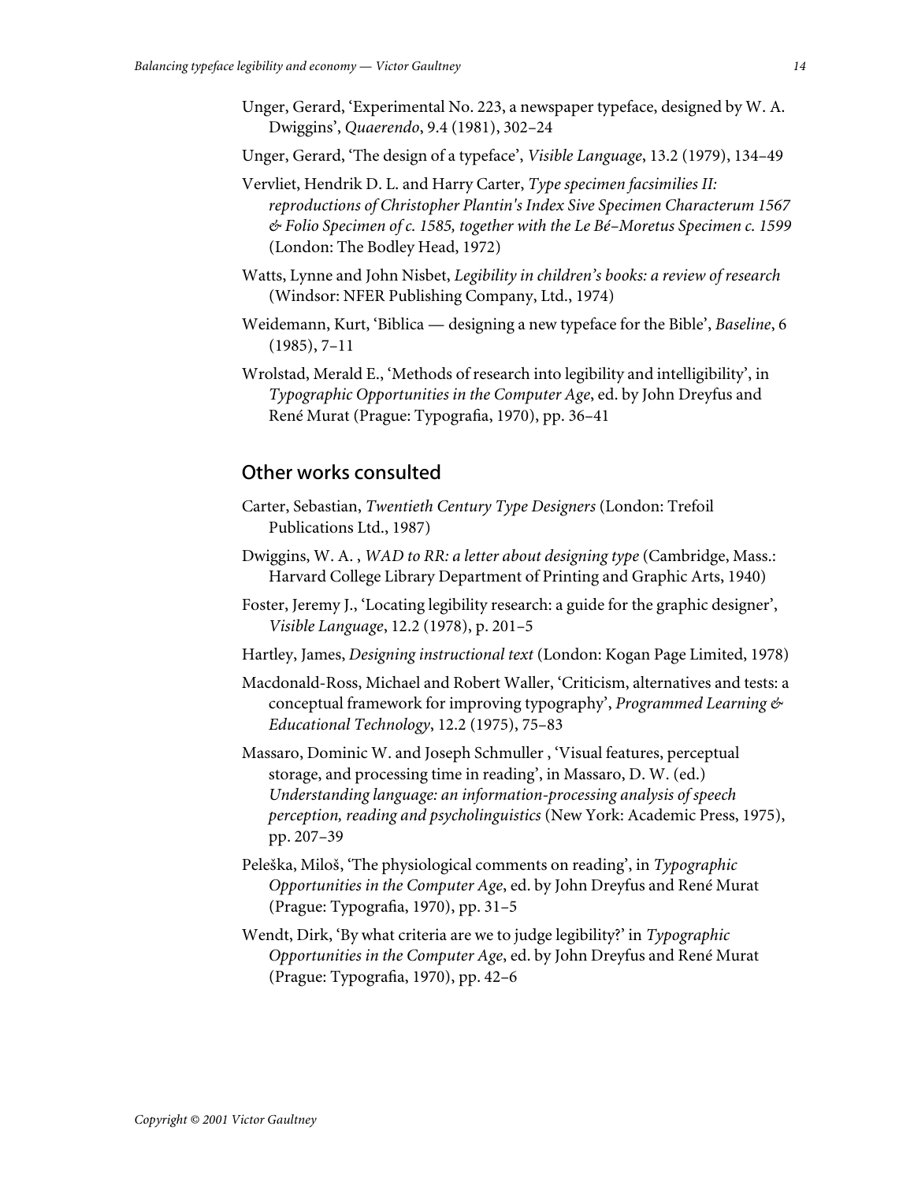Unger, Gerard, 'Experimental No. 223, a newspaper typeface, designed by W. A. Dwiggins', *Quaerendo*, 9.4 (1981), 302–24

Unger, Gerard, 'The design of a typeface', *Visible Language*, 13.2 (1979), 134–49

Vervliet, Hendrik D. L. and Harry Carter, *Type specimen facsimilies II: reproductions of Christopher Plantin's Index Sive Specimen Characterum 1567 & Folio Specimen of c. 1585, together with the Le Bé–Moretus Specimen c. 1599* (London: The Bodley Head, 1972)

Watts, Lynne and John Nisbet, *Legibility in children's books: a review of research* (Windsor: NFER Publishing Company, Ltd., 1974)

Weidemann, Kurt, 'Biblica — designing a new typeface for the Bible', *Baseline*, 6 (1985), 7–11

Wrolstad, Merald E., 'Methods of research into legibility and intelligibility', in *Typographic Opportunities in the Computer Age*, ed. by John Dreyfus and René Murat (Prague: Typografia, 1970), pp. 36–41

## Other works consulted

Carter, Sebastian, *Twentieth Century Type Designers* (London: Trefoil Publications Ltd., 1987)

Dwiggins, W. A. , *WAD to RR: a letter about designing type* (Cambridge, Mass.: Harvard College Library Department of Printing and Graphic Arts, 1940)

Foster, Jeremy J., 'Locating legibility research: a guide for the graphic designer', *Visible Language*, 12.2 (1978), p. 201–5

Hartley, James, *Designing instructional text* (London: Kogan Page Limited, 1978)

Macdonald-Ross, Michael and Robert Waller, 'Criticism, alternatives and tests: a conceptual framework for improving typography', *Programmed Learning & Educational Technology*, 12.2 (1975), 75–83

Massaro, Dominic W. and Joseph Schmuller , 'Visual features, perceptual storage, and processing time in reading', in Massaro, D. W. (ed.) *Understanding language: an information-processing analysis of speech perception, reading and psycholinguistics* (New York: Academic Press, 1975), pp. 207–39

Peleška, Miloš, 'The physiological comments on reading', in *Typographic Opportunities in the Computer Age*, ed. by John Dreyfus and René Murat (Prague: Typografia, 1970), pp. 31–5

Wendt, Dirk, 'By what criteria are we to judge legibility?' in *Typographic Opportunities in the Computer Age*, ed. by John Dreyfus and René Murat (Prague: Typografia, 1970), pp. 42–6